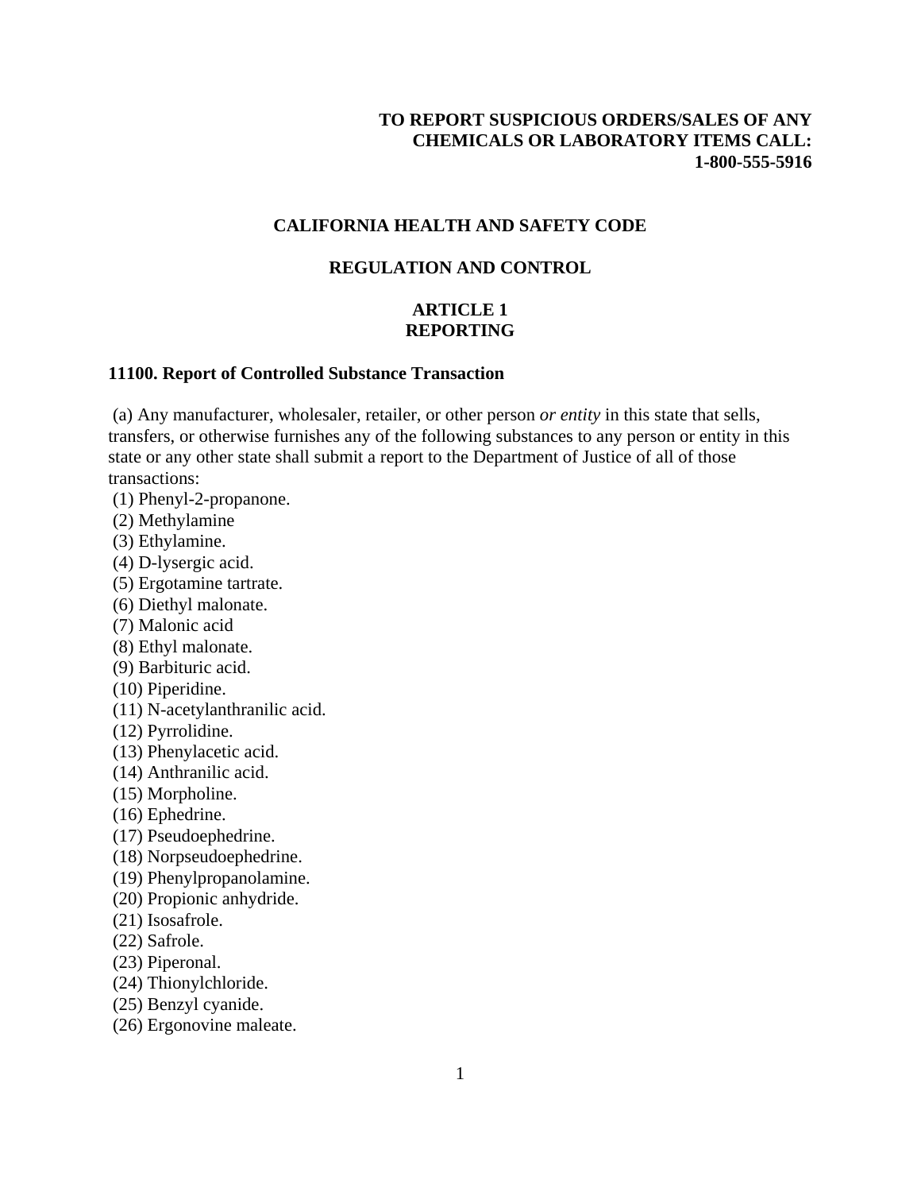**TO REPORT SUSPICIOUS ORDERS/SALES OF ANY CHEMICALS OR LABORATORY ITEMS CALL: 1-800-555-5916**

# CALIFORNIA HEALTH AND SAFETY CODE

## REGULATION AND CONTROL

## ARTICLE 1
## REPORTING

### 11100. Report of Controlled Substance Transaction

(a) Any manufacturer, wholesaler, retailer, or other person *or entity* in this state that sells, transfers, or otherwise furnishes any of the following substances to any person or entity in this state or any other state shall submit a report to the Department of Justice of all of those transactions:

(1) Phenyl-2-propanone.
(2) Methylamine
(3) Ethylamine.
(4) D-lysergic acid.
(5) Ergotamine tartrate.
(6) Diethyl malonate.
(7) Malonic acid
(8) Ethyl malonate.
(9) Barbituric acid.
(10) Piperidine.
(11) N-acetylanthranilic acid.
(12) Pyrrolidine.
(13) Phenylacetic acid.
(14) Anthranilic acid.
(15) Morpholine.
(16) Ephedrine.
(17) Pseudoephedrine.
(18) Norpseudoephedrine.
(19) Phenylpropanolamine.
(20) Propionic anhydride.
(21) Isosafrole.
(22) Safrole.
(23) Piperonal.
(24) Thionylchloride.
(25) Benzyl cyanide.
(26) Ergonovine maleate.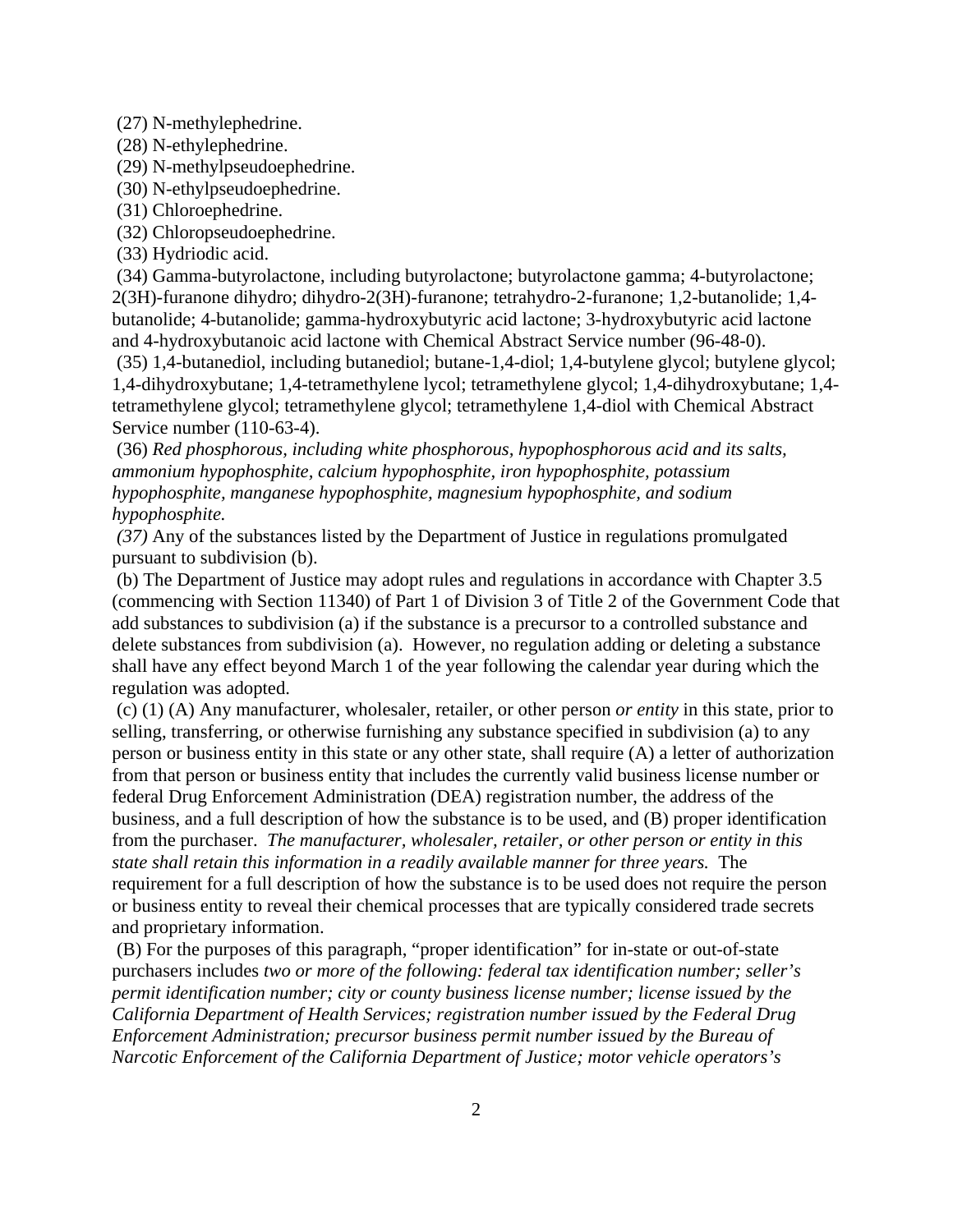(27) N-methylephedrine.
(28) N-ethylephedrine.
(29) N-methylpseudoephedrine.
(30) N-ethylpseudoephedrine.
(31) Chloroephedrine.
(32) Chloropseudoephedrine.
(33) Hydriodic acid.
(34) Gamma-butyrolactone, including butyrolactone; butyrolactone gamma; 4-butyrolactone; 2(3H)-furanone dihydro; dihydro-2(3H)-furanone; tetrahydro-2-furanone; 1,2-butanolide; 1,4-butanolide; 4-butanolide; gamma-hydroxybutyric acid lactone; 3-hydroxybutyric acid lactone and 4-hydroxybutanoic acid lactone with Chemical Abstract Service number (96-48-0).
(35) 1,4-butanediol, including butanediol; butane-1,4-diol; 1,4-butylene glycol; butylene glycol; 1,4-dihydroxybutane; 1,4-tetramethylene lycol; tetramethylene glycol; 1,4-dihydroxybutane; 1,4-tetramethylene glycol; tetramethylene glycol; tetramethylene 1,4-diol with Chemical Abstract Service number (110-63-4).
(36) *Red phosphorous, including white phosphorous, hypophosphorous acid and its salts, ammonium hypophosphite, calcium hypophosphite, iron hypophosphite, potassium hypophosphite, manganese hypophosphite, magnesium hypophosphite, and sodium hypophosphite.*
*(37)* Any of the substances listed by the Department of Justice in regulations promulgated pursuant to subdivision (b).

(b) The Department of Justice may adopt rules and regulations in accordance with Chapter 3.5 (commencing with Section 11340) of Part 1 of Division 3 of Title 2 of the Government Code that add substances to subdivision (a) if the substance is a precursor to a controlled substance and delete substances from subdivision (a). However, no regulation adding or deleting a substance shall have any effect beyond March 1 of the year following the calendar year during which the regulation was adopted.

(c) (1) (A) Any manufacturer, wholesaler, retailer, or other person *or entity* in this state, prior to selling, transferring, or otherwise furnishing any substance specified in subdivision (a) to any person or business entity in this state or any other state, shall require (A) a letter of authorization from that person or business entity that includes the currently valid business license number or federal Drug Enforcement Administration (DEA) registration number, the address of the business, and a full description of how the substance is to be used, and (B) proper identification from the purchaser. *The manufacturer, wholesaler, retailer, or other person or entity in this state shall retain this information in a readily available manner for three years.* The requirement for a full description of how the substance is to be used does not require the person or business entity to reveal their chemical processes that are typically considered trade secrets and proprietary information.

(B) For the purposes of this paragraph, "proper identification" for in-state or out-of-state purchasers includes *two or more of the following: federal tax identification number; seller's permit identification number; city or county business license number; license issued by the California Department of Health Services; registration number issued by the Federal Drug Enforcement Administration; precursor business permit number issued by the Bureau of Narcotic Enforcement of the California Department of Justice; motor vehicle operators's*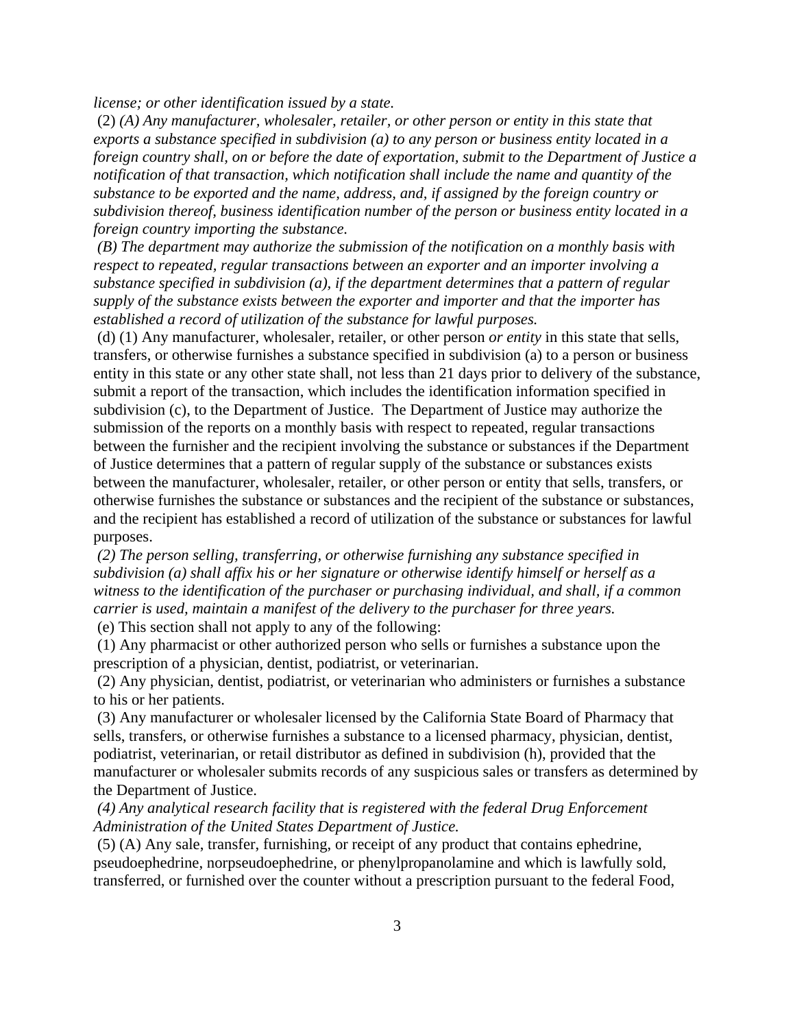*license; or other identification issued by a state.*

(2) *(A) Any manufacturer, wholesaler, retailer, or other person or entity in this state that exports a substance specified in subdivision (a) to any person or business entity located in a foreign country shall, on or before the date of exportation, submit to the Department of Justice a notification of that transaction, which notification shall include the name and quantity of the substance to be exported and the name, address, and, if assigned by the foreign country or subdivision thereof, business identification number of the person or business entity located in a foreign country importing the substance.*

*(B) The department may authorize the submission of the notification on a monthly basis with respect to repeated, regular transactions between an exporter and an importer involving a substance specified in subdivision (a), if the department determines that a pattern of regular supply of the substance exists between the exporter and importer and that the importer has established a record of utilization of the substance for lawful purposes.*

(d) (1) Any manufacturer, wholesaler, retailer, or other person *or entity* in this state that sells, transfers, or otherwise furnishes a substance specified in subdivision (a) to a person or business entity in this state or any other state shall, not less than 21 days prior to delivery of the substance, submit a report of the transaction, which includes the identification information specified in subdivision (c), to the Department of Justice. The Department of Justice may authorize the submission of the reports on a monthly basis with respect to repeated, regular transactions between the furnisher and the recipient involving the substance or substances if the Department of Justice determines that a pattern of regular supply of the substance or substances exists between the manufacturer, wholesaler, retailer, or other person or entity that sells, transfers, or otherwise furnishes the substance or substances and the recipient of the substance or substances, and the recipient has established a record of utilization of the substance or substances for lawful purposes.

*(2) The person selling, transferring, or otherwise furnishing any substance specified in subdivision (a) shall affix his or her signature or otherwise identify himself or herself as a witness to the identification of the purchaser or purchasing individual, and shall, if a common carrier is used, maintain a manifest of the delivery to the purchaser for three years.*

(e) This section shall not apply to any of the following:

(1) Any pharmacist or other authorized person who sells or furnishes a substance upon the prescription of a physician, dentist, podiatrist, or veterinarian.

(2) Any physician, dentist, podiatrist, or veterinarian who administers or furnishes a substance to his or her patients.

(3) Any manufacturer or wholesaler licensed by the California State Board of Pharmacy that sells, transfers, or otherwise furnishes a substance to a licensed pharmacy, physician, dentist, podiatrist, veterinarian, or retail distributor as defined in subdivision (h), provided that the manufacturer or wholesaler submits records of any suspicious sales or transfers as determined by the Department of Justice.

*(4) Any analytical research facility that is registered with the federal Drug Enforcement Administration of the United States Department of Justice.*

(5) (A) Any sale, transfer, furnishing, or receipt of any product that contains ephedrine, pseudoephedrine, norpseudoephedrine, or phenylpropanolamine and which is lawfully sold, transferred, or furnished over the counter without a prescription pursuant to the federal Food,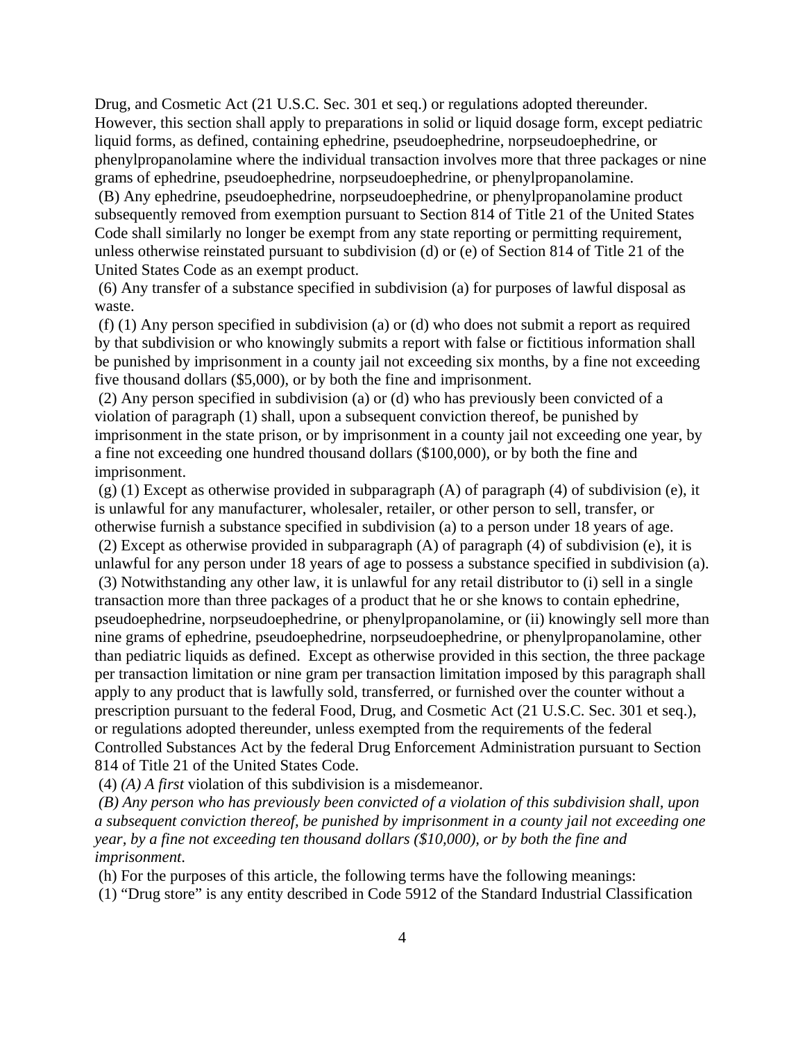Drug, and Cosmetic Act (21 U.S.C. Sec. 301 et seq.) or regulations adopted thereunder. However, this section shall apply to preparations in solid or liquid dosage form, except pediatric liquid forms, as defined, containing ephedrine, pseudoephedrine, norpseudoephedrine, or phenylpropanolamine where the individual transaction involves more that three packages or nine grams of ephedrine, pseudoephedrine, norpseudoephedrine, or phenylpropanolamine.

(B) Any ephedrine, pseudoephedrine, norpseudoephedrine, or phenylpropanolamine product subsequently removed from exemption pursuant to Section 814 of Title 21 of the United States Code shall similarly no longer be exempt from any state reporting or permitting requirement, unless otherwise reinstated pursuant to subdivision (d) or (e) of Section 814 of Title 21 of the United States Code as an exempt product.

(6) Any transfer of a substance specified in subdivision (a) for purposes of lawful disposal as waste.

(f) (1) Any person specified in subdivision (a) or (d) who does not submit a report as required by that subdivision or who knowingly submits a report with false or fictitious information shall be punished by imprisonment in a county jail not exceeding six months, by a fine not exceeding five thousand dollars ($5,000), or by both the fine and imprisonment.

(2) Any person specified in subdivision (a) or (d) who has previously been convicted of a violation of paragraph (1) shall, upon a subsequent conviction thereof, be punished by imprisonment in the state prison, or by imprisonment in a county jail not exceeding one year, by a fine not exceeding one hundred thousand dollars ($100,000), or by both the fine and imprisonment.

(g) (1) Except as otherwise provided in subparagraph (A) of paragraph (4) of subdivision (e), it is unlawful for any manufacturer, wholesaler, retailer, or other person to sell, transfer, or otherwise furnish a substance specified in subdivision (a) to a person under 18 years of age.

(2) Except as otherwise provided in subparagraph (A) of paragraph (4) of subdivision (e), it is unlawful for any person under 18 years of age to possess a substance specified in subdivision (a).

(3) Notwithstanding any other law, it is unlawful for any retail distributor to (i) sell in a single transaction more than three packages of a product that he or she knows to contain ephedrine, pseudoephedrine, norpseudoephedrine, or phenylpropanolamine, or (ii) knowingly sell more than nine grams of ephedrine, pseudoephedrine, norpseudoephedrine, or phenylpropanolamine, other than pediatric liquids as defined. Except as otherwise provided in this section, the three package per transaction limitation or nine gram per transaction limitation imposed by this paragraph shall apply to any product that is lawfully sold, transferred, or furnished over the counter without a prescription pursuant to the federal Food, Drug, and Cosmetic Act (21 U.S.C. Sec. 301 et seq.), or regulations adopted thereunder, unless exempted from the requirements of the federal Controlled Substances Act by the federal Drug Enforcement Administration pursuant to Section 814 of Title 21 of the United States Code.

(4) *(A) A first* violation of this subdivision is a misdemeanor.

*(B) Any person who has previously been convicted of a violation of this subdivision shall, upon a subsequent conviction thereof, be punished by imprisonment in a county jail not exceeding one year, by a fine not exceeding ten thousand dollars ($10,000), or by both the fine and imprisonment*.

(h) For the purposes of this article, the following terms have the following meanings:

(1) "Drug store" is any entity described in Code 5912 of the Standard Industrial Classification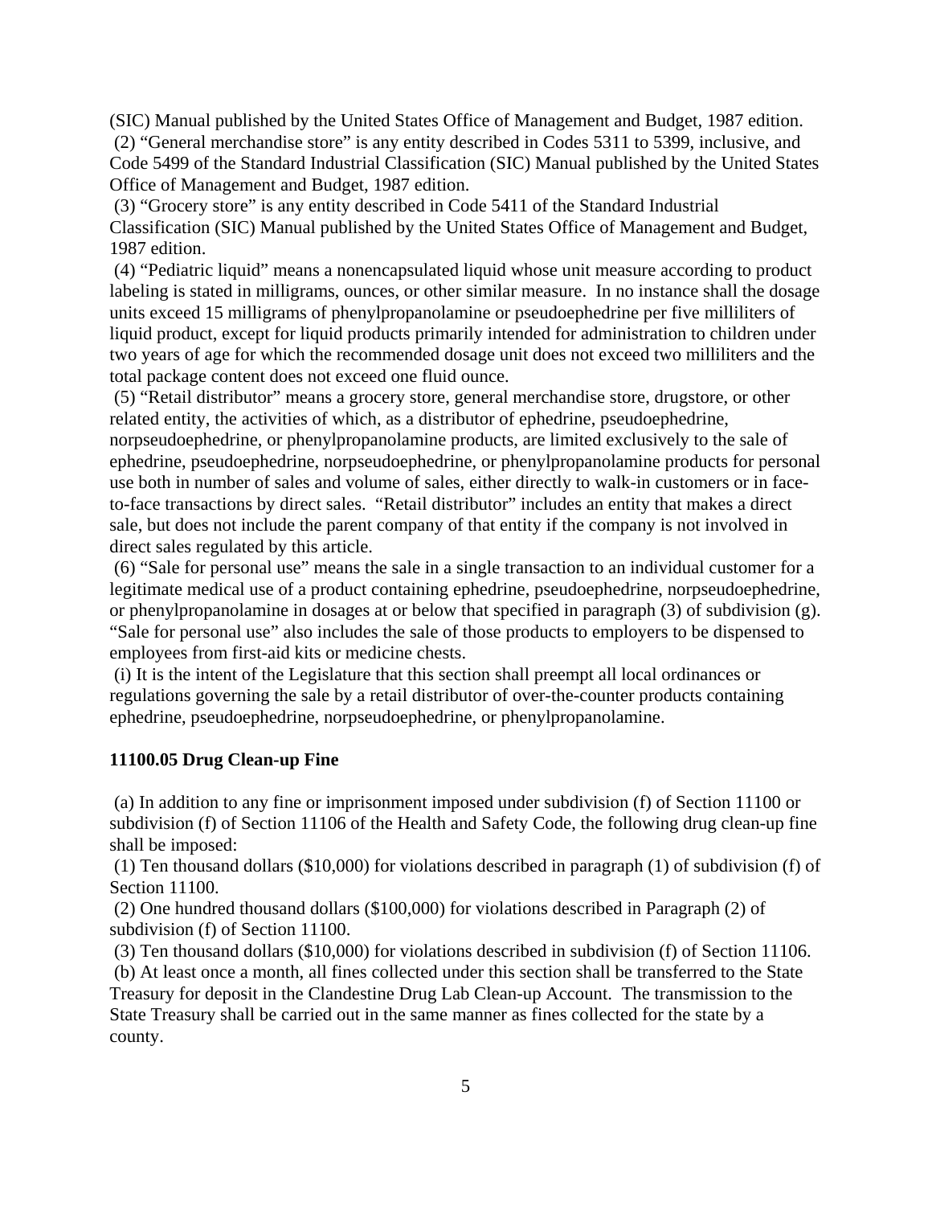(SIC) Manual published by the United States Office of Management and Budget, 1987 edition.

(2) "General merchandise store" is any entity described in Codes 5311 to 5399, inclusive, and Code 5499 of the Standard Industrial Classification (SIC) Manual published by the United States Office of Management and Budget, 1987 edition.

(3) "Grocery store" is any entity described in Code 5411 of the Standard Industrial Classification (SIC) Manual published by the United States Office of Management and Budget, 1987 edition.

(4) "Pediatric liquid" means a nonencapsulated liquid whose unit measure according to product labeling is stated in milligrams, ounces, or other similar measure. In no instance shall the dosage units exceed 15 milligrams of phenylpropanolamine or pseudoephedrine per five milliliters of liquid product, except for liquid products primarily intended for administration to children under two years of age for which the recommended dosage unit does not exceed two milliliters and the total package content does not exceed one fluid ounce.

(5) "Retail distributor" means a grocery store, general merchandise store, drugstore, or other related entity, the activities of which, as a distributor of ephedrine, pseudoephedrine, norpseudoephedrine, or phenylpropanolamine products, are limited exclusively to the sale of ephedrine, pseudoephedrine, norpseudoephedrine, or phenylpropanolamine products for personal use both in number of sales and volume of sales, either directly to walk-in customers or in face-to-face transactions by direct sales. "Retail distributor" includes an entity that makes a direct sale, but does not include the parent company of that entity if the company is not involved in direct sales regulated by this article.

(6) "Sale for personal use" means the sale in a single transaction to an individual customer for a legitimate medical use of a product containing ephedrine, pseudoephedrine, norpseudoephedrine, or phenylpropanolamine in dosages at or below that specified in paragraph (3) of subdivision (g). "Sale for personal use" also includes the sale of those products to employers to be dispensed to employees from first-aid kits or medicine chests.

(i) It is the intent of the Legislature that this section shall preempt all local ordinances or regulations governing the sale by a retail distributor of over-the-counter products containing ephedrine, pseudoephedrine, norpseudoephedrine, or phenylpropanolamine.

**11100.05 Drug Clean-up Fine**

(a) In addition to any fine or imprisonment imposed under subdivision (f) of Section 11100 or subdivision (f) of Section 11106 of the Health and Safety Code, the following drug clean-up fine shall be imposed:

(1) Ten thousand dollars ($10,000) for violations described in paragraph (1) of subdivision (f) of Section 11100.

(2) One hundred thousand dollars ($100,000) for violations described in Paragraph (2) of subdivision (f) of Section 11100.

(3) Ten thousand dollars ($10,000) for violations described in subdivision (f) of Section 11106.

(b) At least once a month, all fines collected under this section shall be transferred to the State Treasury for deposit in the Clandestine Drug Lab Clean-up Account. The transmission to the State Treasury shall be carried out in the same manner as fines collected for the state by a county.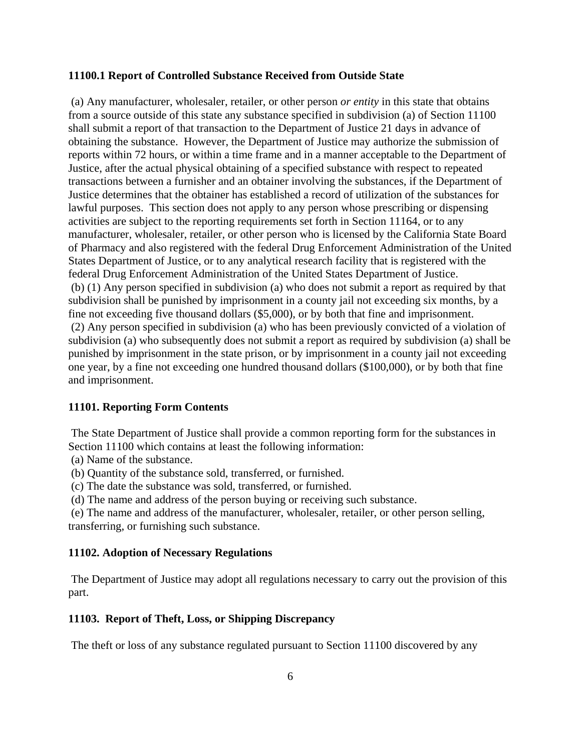**11100.1 Report of Controlled Substance Received from Outside State**

(a) Any manufacturer, wholesaler, retailer, or other person *or entity* in this state that obtains from a source outside of this state any substance specified in subdivision (a) of Section 11100 shall submit a report of that transaction to the Department of Justice 21 days in advance of obtaining the substance. However, the Department of Justice may authorize the submission of reports within 72 hours, or within a time frame and in a manner acceptable to the Department of Justice, after the actual physical obtaining of a specified substance with respect to repeated transactions between a furnisher and an obtainer involving the substances, if the Department of Justice determines that the obtainer has established a record of utilization of the substances for lawful purposes. This section does not apply to any person whose prescribing or dispensing activities are subject to the reporting requirements set forth in Section 11164, or to any manufacturer, wholesaler, retailer, or other person who is licensed by the California State Board of Pharmacy and also registered with the federal Drug Enforcement Administration of the United States Department of Justice, or to any analytical research facility that is registered with the federal Drug Enforcement Administration of the United States Department of Justice.

(b) (1) Any person specified in subdivision (a) who does not submit a report as required by that subdivision shall be punished by imprisonment in a county jail not exceeding six months, by a fine not exceeding five thousand dollars ($5,000), or by both that fine and imprisonment.

(2) Any person specified in subdivision (a) who has been previously convicted of a violation of subdivision (a) who subsequently does not submit a report as required by subdivision (a) shall be punished by imprisonment in the state prison, or by imprisonment in a county jail not exceeding one year, by a fine not exceeding one hundred thousand dollars ($100,000), or by both that fine and imprisonment.

**11101. Reporting Form Contents**

The State Department of Justice shall provide a common reporting form for the substances in Section 11100 which contains at least the following information:

(a) Name of the substance.

(b) Quantity of the substance sold, transferred, or furnished.

(c) The date the substance was sold, transferred, or furnished.

(d) The name and address of the person buying or receiving such substance.

(e) The name and address of the manufacturer, wholesaler, retailer, or other person selling, transferring, or furnishing such substance.

**11102. Adoption of Necessary Regulations**

The Department of Justice may adopt all regulations necessary to carry out the provision of this part.

**11103. Report of Theft, Loss, or Shipping Discrepancy**

The theft or loss of any substance regulated pursuant to Section 11100 discovered by any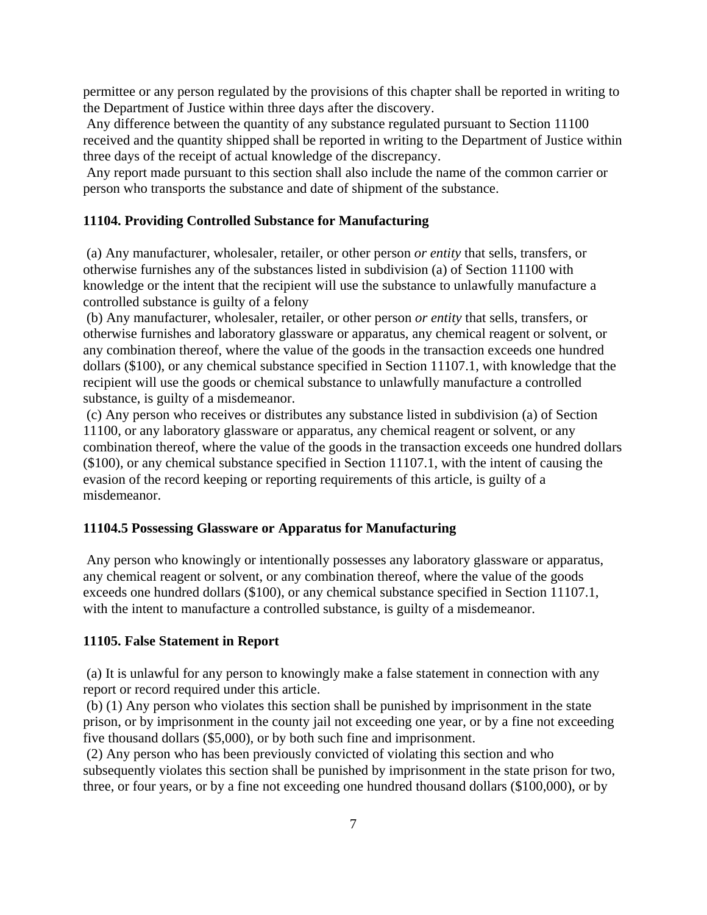permittee or any person regulated by the provisions of this chapter shall be reported in writing to the Department of Justice within three days after the discovery.

Any difference between the quantity of any substance regulated pursuant to Section 11100 received and the quantity shipped shall be reported in writing to the Department of Justice within three days of the receipt of actual knowledge of the discrepancy.

Any report made pursuant to this section shall also include the name of the common carrier or person who transports the substance and date of shipment of the substance.

**11104. Providing Controlled Substance for Manufacturing**

(a) Any manufacturer, wholesaler, retailer, or other person *or entity* that sells, transfers, or otherwise furnishes any of the substances listed in subdivision (a) of Section 11100 with knowledge or the intent that the recipient will use the substance to unlawfully manufacture a controlled substance is guilty of a felony

(b) Any manufacturer, wholesaler, retailer, or other person *or entity* that sells, transfers, or otherwise furnishes and laboratory glassware or apparatus, any chemical reagent or solvent, or any combination thereof, where the value of the goods in the transaction exceeds one hundred dollars ($100), or any chemical substance specified in Section 11107.1, with knowledge that the recipient will use the goods or chemical substance to unlawfully manufacture a controlled substance, is guilty of a misdemeanor.

(c) Any person who receives or distributes any substance listed in subdivision (a) of Section 11100, or any laboratory glassware or apparatus, any chemical reagent or solvent, or any combination thereof, where the value of the goods in the transaction exceeds one hundred dollars ($100), or any chemical substance specified in Section 11107.1, with the intent of causing the evasion of the record keeping or reporting requirements of this article, is guilty of a misdemeanor.

**11104.5 Possessing Glassware or Apparatus for Manufacturing**

Any person who knowingly or intentionally possesses any laboratory glassware or apparatus, any chemical reagent or solvent, or any combination thereof, where the value of the goods exceeds one hundred dollars ($100), or any chemical substance specified in Section 11107.1, with the intent to manufacture a controlled substance, is guilty of a misdemeanor.

**11105. False Statement in Report**

(a) It is unlawful for any person to knowingly make a false statement in connection with any report or record required under this article.

(b) (1) Any person who violates this section shall be punished by imprisonment in the state prison, or by imprisonment in the county jail not exceeding one year, or by a fine not exceeding five thousand dollars ($5,000), or by both such fine and imprisonment.

(2) Any person who has been previously convicted of violating this section and who subsequently violates this section shall be punished by imprisonment in the state prison for two, three, or four years, or by a fine not exceeding one hundred thousand dollars ($100,000), or by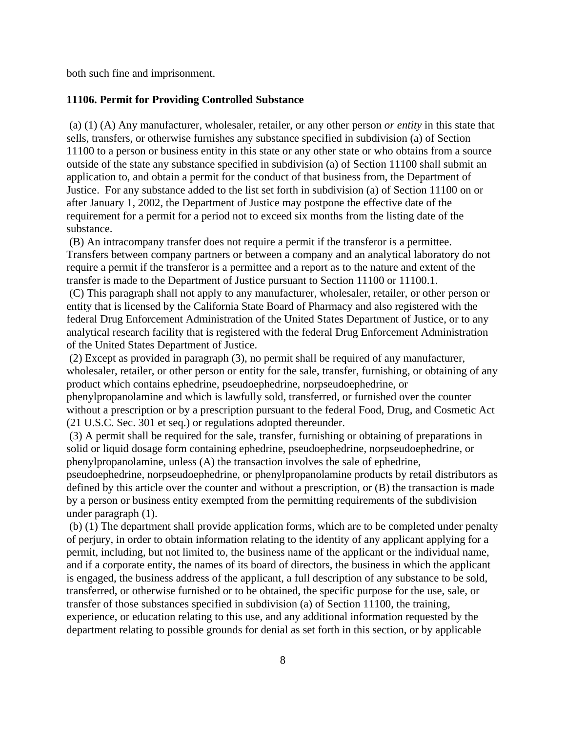both such fine and imprisonment.

**11106. Permit for Providing Controlled Substance**

(a) (1) (A) Any manufacturer, wholesaler, retailer, or any other person *or entity* in this state that sells, transfers, or otherwise furnishes any substance specified in subdivision (a) of Section 11100 to a person or business entity in this state or any other state or who obtains from a source outside of the state any substance specified in subdivision (a) of Section 11100 shall submit an application to, and obtain a permit for the conduct of that business from, the Department of Justice. For any substance added to the list set forth in subdivision (a) of Section 11100 on or after January 1, 2002, the Department of Justice may postpone the effective date of the requirement for a permit for a period not to exceed six months from the listing date of the substance.

(B) An intracompany transfer does not require a permit if the transferor is a permittee. Transfers between company partners or between a company and an analytical laboratory do not require a permit if the transferor is a permittee and a report as to the nature and extent of the transfer is made to the Department of Justice pursuant to Section 11100 or 11100.1.

(C) This paragraph shall not apply to any manufacturer, wholesaler, retailer, or other person or entity that is licensed by the California State Board of Pharmacy and also registered with the federal Drug Enforcement Administration of the United States Department of Justice, or to any analytical research facility that is registered with the federal Drug Enforcement Administration of the United States Department of Justice.

(2) Except as provided in paragraph (3), no permit shall be required of any manufacturer, wholesaler, retailer, or other person or entity for the sale, transfer, furnishing, or obtaining of any product which contains ephedrine, pseudoephedrine, norpseudoephedrine, or phenylpropanolamine and which is lawfully sold, transferred, or furnished over the counter without a prescription or by a prescription pursuant to the federal Food, Drug, and Cosmetic Act (21 U.S.C. Sec. 301 et seq.) or regulations adopted thereunder.

(3) A permit shall be required for the sale, transfer, furnishing or obtaining of preparations in solid or liquid dosage form containing ephedrine, pseudoephedrine, norpseudoephedrine, or phenylpropanolamine, unless (A) the transaction involves the sale of ephedrine, pseudoephedrine, norpseudoephedrine, or phenylpropanolamine products by retail distributors as defined by this article over the counter and without a prescription, or (B) the transaction is made by a person or business entity exempted from the permitting requirements of the subdivision under paragraph (1).

(b) (1) The department shall provide application forms, which are to be completed under penalty of perjury, in order to obtain information relating to the identity of any applicant applying for a permit, including, but not limited to, the business name of the applicant or the individual name, and if a corporate entity, the names of its board of directors, the business in which the applicant is engaged, the business address of the applicant, a full description of any substance to be sold, transferred, or otherwise furnished or to be obtained, the specific purpose for the use, sale, or transfer of those substances specified in subdivision (a) of Section 11100, the training, experience, or education relating to this use, and any additional information requested by the department relating to possible grounds for denial as set forth in this section, or by applicable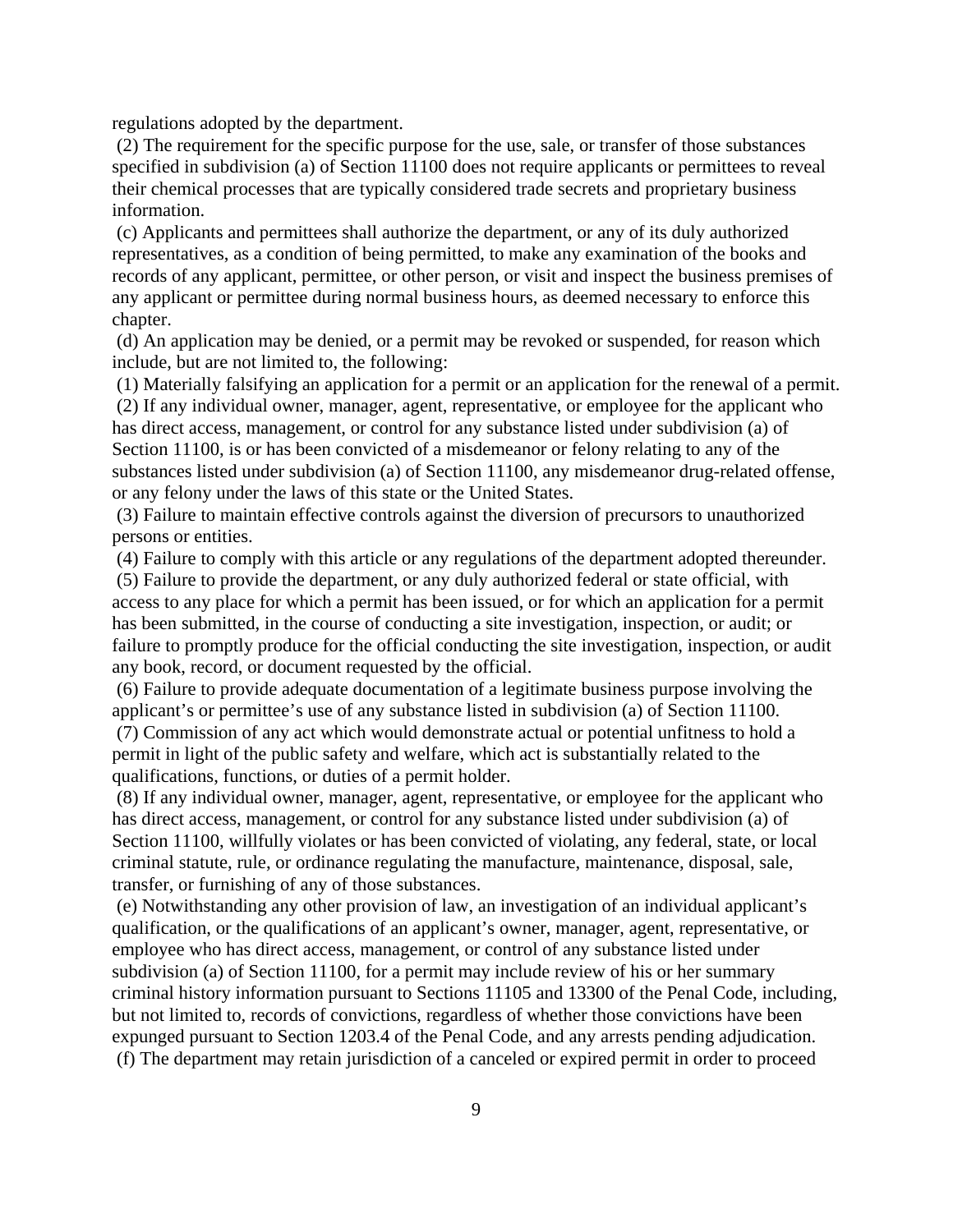regulations adopted by the department.

(2) The requirement for the specific purpose for the use, sale, or transfer of those substances specified in subdivision (a) of Section 11100 does not require applicants or permittees to reveal their chemical processes that are typically considered trade secrets and proprietary business information.

(c) Applicants and permittees shall authorize the department, or any of its duly authorized representatives, as a condition of being permitted, to make any examination of the books and records of any applicant, permittee, or other person, or visit and inspect the business premises of any applicant or permittee during normal business hours, as deemed necessary to enforce this chapter.

(d) An application may be denied, or a permit may be revoked or suspended, for reason which include, but are not limited to, the following:

(1) Materially falsifying an application for a permit or an application for the renewal of a permit.

(2) If any individual owner, manager, agent, representative, or employee for the applicant who has direct access, management, or control for any substance listed under subdivision (a) of Section 11100, is or has been convicted of a misdemeanor or felony relating to any of the substances listed under subdivision (a) of Section 11100, any misdemeanor drug-related offense, or any felony under the laws of this state or the United States.

(3) Failure to maintain effective controls against the diversion of precursors to unauthorized persons or entities.

(4) Failure to comply with this article or any regulations of the department adopted thereunder.

(5) Failure to provide the department, or any duly authorized federal or state official, with access to any place for which a permit has been issued, or for which an application for a permit has been submitted, in the course of conducting a site investigation, inspection, or audit; or failure to promptly produce for the official conducting the site investigation, inspection, or audit any book, record, or document requested by the official.

(6) Failure to provide adequate documentation of a legitimate business purpose involving the applicant's or permittee's use of any substance listed in subdivision (a) of Section 11100.

(7) Commission of any act which would demonstrate actual or potential unfitness to hold a permit in light of the public safety and welfare, which act is substantially related to the qualifications, functions, or duties of a permit holder.

(8) If any individual owner, manager, agent, representative, or employee for the applicant who has direct access, management, or control for any substance listed under subdivision (a) of Section 11100, willfully violates or has been convicted of violating, any federal, state, or local criminal statute, rule, or ordinance regulating the manufacture, maintenance, disposal, sale, transfer, or furnishing of any of those substances.

(e) Notwithstanding any other provision of law, an investigation of an individual applicant's qualification, or the qualifications of an applicant's owner, manager, agent, representative, or employee who has direct access, management, or control of any substance listed under subdivision (a) of Section 11100, for a permit may include review of his or her summary criminal history information pursuant to Sections 11105 and 13300 of the Penal Code, including, but not limited to, records of convictions, regardless of whether those convictions have been expunged pursuant to Section 1203.4 of the Penal Code, and any arrests pending adjudication.

(f) The department may retain jurisdiction of a canceled or expired permit in order to proceed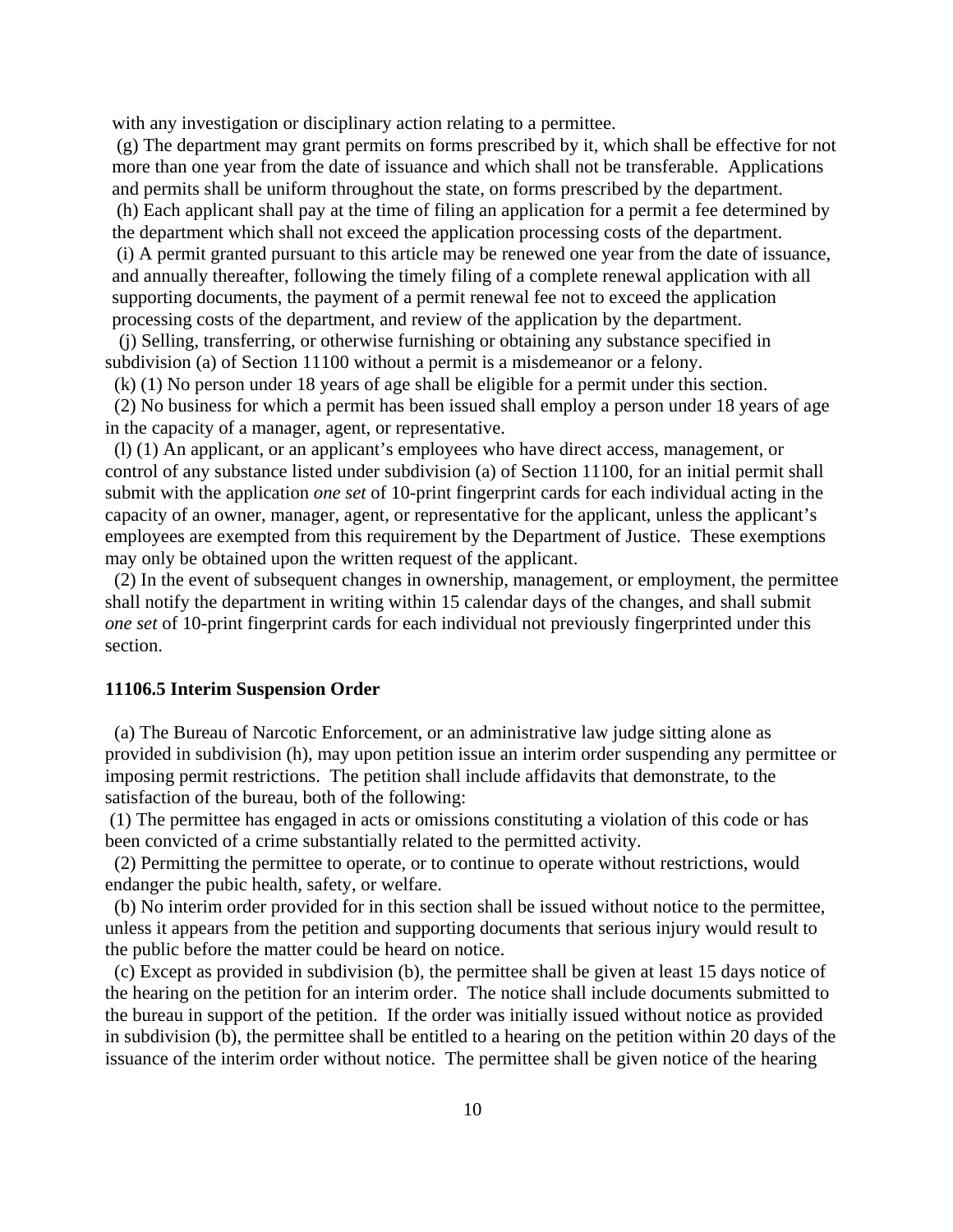with any investigation or disciplinary action relating to a permittee.

(g) The department may grant permits on forms prescribed by it, which shall be effective for not more than one year from the date of issuance and which shall not be transferable. Applications and permits shall be uniform throughout the state, on forms prescribed by the department.

(h) Each applicant shall pay at the time of filing an application for a permit a fee determined by the department which shall not exceed the application processing costs of the department.

(i) A permit granted pursuant to this article may be renewed one year from the date of issuance, and annually thereafter, following the timely filing of a complete renewal application with all supporting documents, the payment of a permit renewal fee not to exceed the application processing costs of the department, and review of the application by the department.

(j) Selling, transferring, or otherwise furnishing or obtaining any substance specified in subdivision (a) of Section 11100 without a permit is a misdemeanor or a felony.

(k) (1) No person under 18 years of age shall be eligible for a permit under this section.

(2) No business for which a permit has been issued shall employ a person under 18 years of age in the capacity of a manager, agent, or representative.

(l) (1) An applicant, or an applicant's employees who have direct access, management, or control of any substance listed under subdivision (a) of Section 11100, for an initial permit shall submit with the application *one set* of 10-print fingerprint cards for each individual acting in the capacity of an owner, manager, agent, or representative for the applicant, unless the applicant's employees are exempted from this requirement by the Department of Justice. These exemptions may only be obtained upon the written request of the applicant.

(2) In the event of subsequent changes in ownership, management, or employment, the permittee shall notify the department in writing within 15 calendar days of the changes, and shall submit *one set* of 10-print fingerprint cards for each individual not previously fingerprinted under this section.

**11106.5 Interim Suspension Order**

(a) The Bureau of Narcotic Enforcement, or an administrative law judge sitting alone as provided in subdivision (h), may upon petition issue an interim order suspending any permittee or imposing permit restrictions. The petition shall include affidavits that demonstrate, to the satisfaction of the bureau, both of the following:

(1) The permittee has engaged in acts or omissions constituting a violation of this code or has been convicted of a crime substantially related to the permitted activity.

(2) Permitting the permittee to operate, or to continue to operate without restrictions, would endanger the pubic health, safety, or welfare.

(b) No interim order provided for in this section shall be issued without notice to the permittee, unless it appears from the petition and supporting documents that serious injury would result to the public before the matter could be heard on notice.

(c) Except as provided in subdivision (b), the permittee shall be given at least 15 days notice of the hearing on the petition for an interim order. The notice shall include documents submitted to the bureau in support of the petition. If the order was initially issued without notice as provided in subdivision (b), the permittee shall be entitled to a hearing on the petition within 20 days of the issuance of the interim order without notice. The permittee shall be given notice of the hearing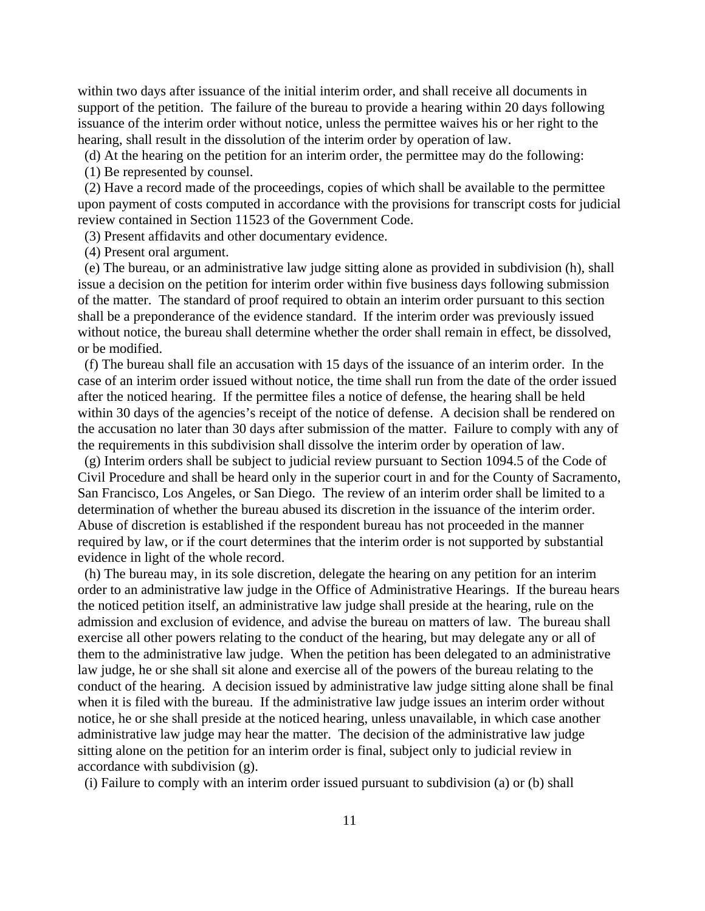within two days after issuance of the initial interim order, and shall receive all documents in support of the petition. The failure of the bureau to provide a hearing within 20 days following issuance of the interim order without notice, unless the permittee waives his or her right to the hearing, shall result in the dissolution of the interim order by operation of law.

(d) At the hearing on the petition for an interim order, the permittee may do the following:

(1) Be represented by counsel.

(2) Have a record made of the proceedings, copies of which shall be available to the permittee upon payment of costs computed in accordance with the provisions for transcript costs for judicial review contained in Section 11523 of the Government Code.

(3) Present affidavits and other documentary evidence.

(4) Present oral argument.

(e) The bureau, or an administrative law judge sitting alone as provided in subdivision (h), shall issue a decision on the petition for interim order within five business days following submission of the matter. The standard of proof required to obtain an interim order pursuant to this section shall be a preponderance of the evidence standard. If the interim order was previously issued without notice, the bureau shall determine whether the order shall remain in effect, be dissolved, or be modified.

(f) The bureau shall file an accusation with 15 days of the issuance of an interim order. In the case of an interim order issued without notice, the time shall run from the date of the order issued after the noticed hearing. If the permittee files a notice of defense, the hearing shall be held within 30 days of the agencies's receipt of the notice of defense. A decision shall be rendered on the accusation no later than 30 days after submission of the matter. Failure to comply with any of the requirements in this subdivision shall dissolve the interim order by operation of law.

(g) Interim orders shall be subject to judicial review pursuant to Section 1094.5 of the Code of Civil Procedure and shall be heard only in the superior court in and for the County of Sacramento, San Francisco, Los Angeles, or San Diego. The review of an interim order shall be limited to a determination of whether the bureau abused its discretion in the issuance of the interim order. Abuse of discretion is established if the respondent bureau has not proceeded in the manner required by law, or if the court determines that the interim order is not supported by substantial evidence in light of the whole record.

(h) The bureau may, in its sole discretion, delegate the hearing on any petition for an interim order to an administrative law judge in the Office of Administrative Hearings. If the bureau hears the noticed petition itself, an administrative law judge shall preside at the hearing, rule on the admission and exclusion of evidence, and advise the bureau on matters of law. The bureau shall exercise all other powers relating to the conduct of the hearing, but may delegate any or all of them to the administrative law judge. When the petition has been delegated to an administrative law judge, he or she shall sit alone and exercise all of the powers of the bureau relating to the conduct of the hearing. A decision issued by administrative law judge sitting alone shall be final when it is filed with the bureau. If the administrative law judge issues an interim order without notice, he or she shall preside at the noticed hearing, unless unavailable, in which case another administrative law judge may hear the matter. The decision of the administrative law judge sitting alone on the petition for an interim order is final, subject only to judicial review in accordance with subdivision (g).

(i) Failure to comply with an interim order issued pursuant to subdivision (a) or (b) shall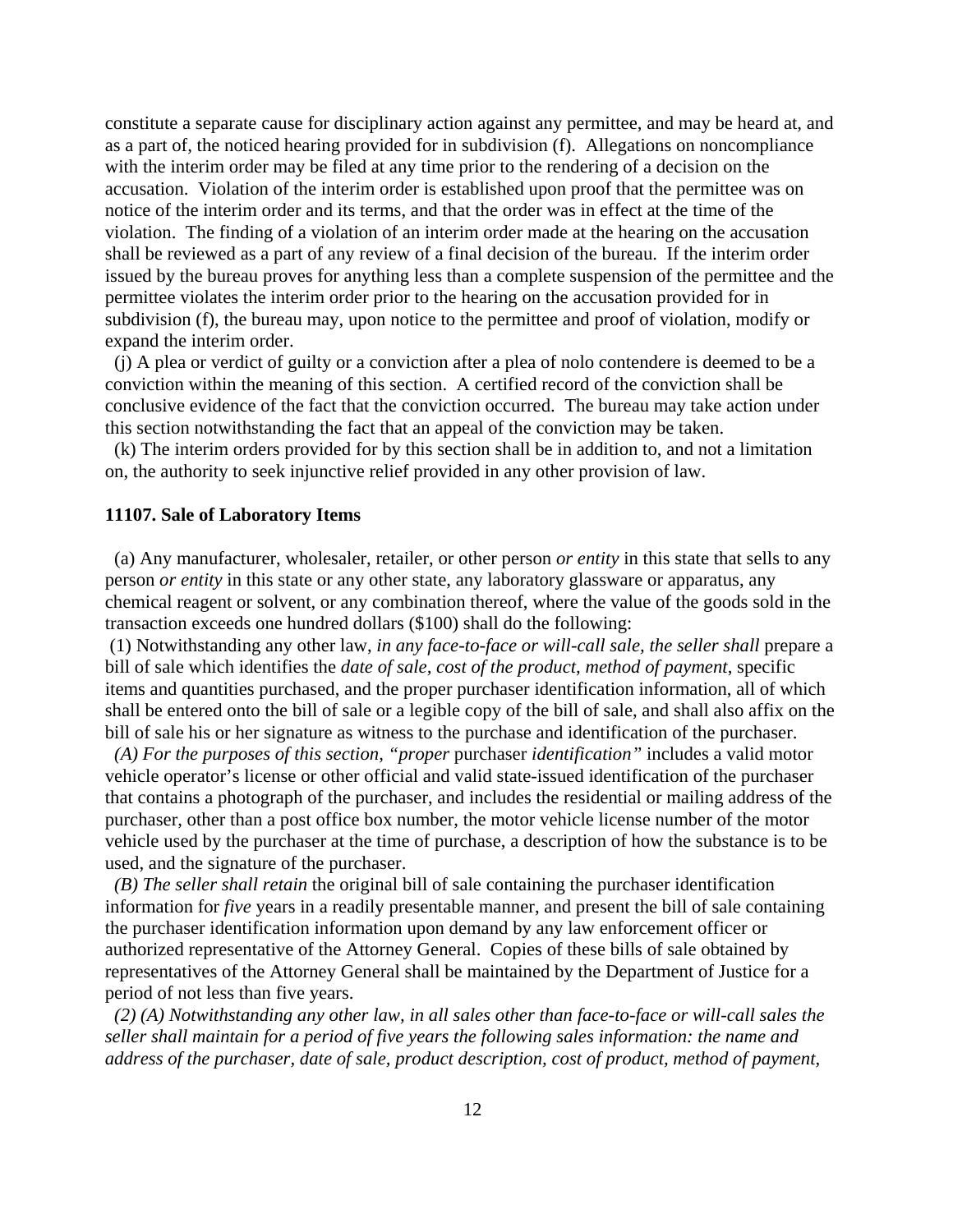constitute a separate cause for disciplinary action against any permittee, and may be heard at, and as a part of, the noticed hearing provided for in subdivision (f). Allegations on noncompliance with the interim order may be filed at any time prior to the rendering of a decision on the accusation. Violation of the interim order is established upon proof that the permittee was on notice of the interim order and its terms, and that the order was in effect at the time of the violation. The finding of a violation of an interim order made at the hearing on the accusation shall be reviewed as a part of any review of a final decision of the bureau. If the interim order issued by the bureau proves for anything less than a complete suspension of the permittee and the permittee violates the interim order prior to the hearing on the accusation provided for in subdivision (f), the bureau may, upon notice to the permittee and proof of violation, modify or expand the interim order.

(j) A plea or verdict of guilty or a conviction after a plea of nolo contendere is deemed to be a conviction within the meaning of this section. A certified record of the conviction shall be conclusive evidence of the fact that the conviction occurred. The bureau may take action under this section notwithstanding the fact that an appeal of the conviction may be taken.

(k) The interim orders provided for by this section shall be in addition to, and not a limitation on, the authority to seek injunctive relief provided in any other provision of law.

**11107. Sale of Laboratory Items**

(a) Any manufacturer, wholesaler, retailer, or other person *or entity* in this state that sells to any person *or entity* in this state or any other state, any laboratory glassware or apparatus, any chemical reagent or solvent, or any combination thereof, where the value of the goods sold in the transaction exceeds one hundred dollars ($100) shall do the following:

(1) Notwithstanding any other law, *in any face-to-face or will-call sale, the seller shall* prepare a bill of sale which identifies the *date of sale, cost of the product, method of payment*, specific items and quantities purchased, and the proper purchaser identification information, all of which shall be entered onto the bill of sale or a legible copy of the bill of sale, and shall also affix on the bill of sale his or her signature as witness to the purchase and identification of the purchaser.

*(A) For the purposes of this section, "proper* purchaser *identification"* includes a valid motor vehicle operator's license or other official and valid state-issued identification of the purchaser that contains a photograph of the purchaser, and includes the residential or mailing address of the purchaser, other than a post office box number, the motor vehicle license number of the motor vehicle used by the purchaser at the time of purchase, a description of how the substance is to be used, and the signature of the purchaser.

*(B) The seller shall retain* the original bill of sale containing the purchaser identification information for *five* years in a readily presentable manner, and present the bill of sale containing the purchaser identification information upon demand by any law enforcement officer or authorized representative of the Attorney General. Copies of these bills of sale obtained by representatives of the Attorney General shall be maintained by the Department of Justice for a period of not less than five years.

*(2) (A) Notwithstanding any other law, in all sales other than face-to-face or will-call sales the seller shall maintain for a period of five years the following sales information: the name and address of the purchaser, date of sale, product description, cost of product, method of payment,*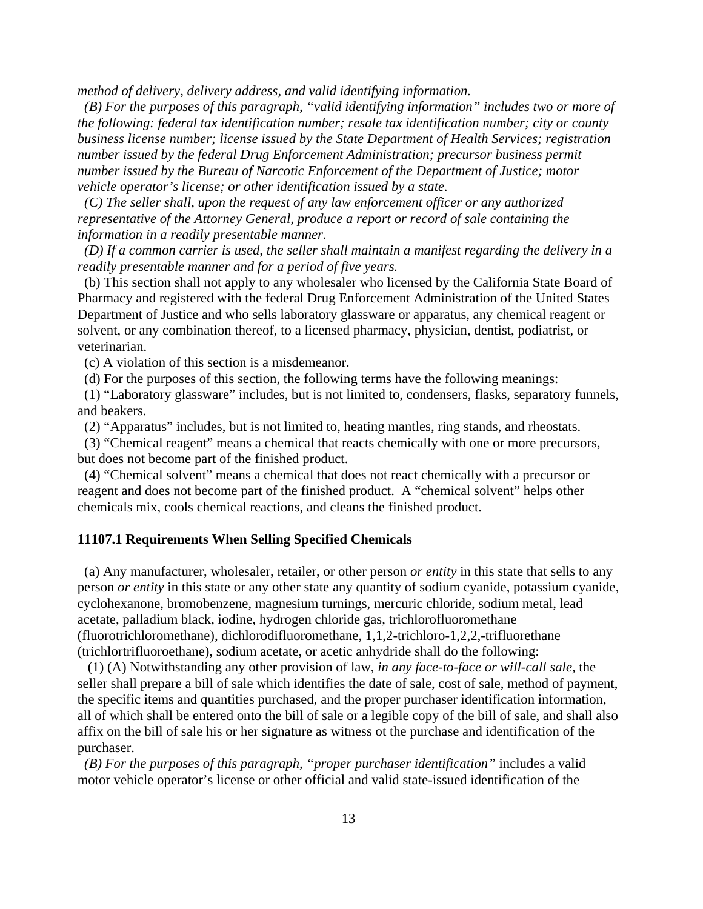*method of delivery, delivery address, and valid identifying information.*

*(B) For the purposes of this paragraph, "valid identifying information" includes two or more of the following: federal tax identification number; resale tax identification number; city or county business license number; license issued by the State Department of Health Services; registration number issued by the federal Drug Enforcement Administration; precursor business permit number issued by the Bureau of Narcotic Enforcement of the Department of Justice; motor vehicle operator's license; or other identification issued by a state.*

*(C) The seller shall, upon the request of any law enforcement officer or any authorized representative of the Attorney General, produce a report or record of sale containing the information in a readily presentable manner.*

*(D) If a common carrier is used, the seller shall maintain a manifest regarding the delivery in a readily presentable manner and for a period of five years.*

(b) This section shall not apply to any wholesaler who licensed by the California State Board of Pharmacy and registered with the federal Drug Enforcement Administration of the United States Department of Justice and who sells laboratory glassware or apparatus, any chemical reagent or solvent, or any combination thereof, to a licensed pharmacy, physician, dentist, podiatrist, or veterinarian.

(c) A violation of this section is a misdemeanor.

(d) For the purposes of this section, the following terms have the following meanings:

(1) "Laboratory glassware" includes, but is not limited to, condensers, flasks, separatory funnels, and beakers.

(2) "Apparatus" includes, but is not limited to, heating mantles, ring stands, and rheostats.

(3) "Chemical reagent" means a chemical that reacts chemically with one or more precursors, but does not become part of the finished product.

(4) "Chemical solvent" means a chemical that does not react chemically with a precursor or reagent and does not become part of the finished product. A "chemical solvent" helps other chemicals mix, cools chemical reactions, and cleans the finished product.

**11107.1 Requirements When Selling Specified Chemicals**

(a) Any manufacturer, wholesaler, retailer, or other person *or entity* in this state that sells to any person *or entity* in this state or any other state any quantity of sodium cyanide, potassium cyanide, cyclohexanone, bromobenzene, magnesium turnings, mercuric chloride, sodium metal, lead acetate, palladium black, iodine, hydrogen chloride gas, trichlorofluoromethane (fluorotrichloromethane), dichlorodifluoromethane, 1,1,2-trichloro-1,2,2,-trifluorethane (trichlortrifluoroethane), sodium acetate, or acetic anhydride shall do the following:

(1) (A) Notwithstanding any other provision of law, *in any face-to-face or will-call sale*, the seller shall prepare a bill of sale which identifies the date of sale, cost of sale, method of payment, the specific items and quantities purchased, and the proper purchaser identification information, all of which shall be entered onto the bill of sale or a legible copy of the bill of sale, and shall also affix on the bill of sale his or her signature as witness ot the purchase and identification of the purchaser.

*(B) For the purposes of this paragraph, "proper purchaser identification"* includes a valid motor vehicle operator's license or other official and valid state-issued identification of the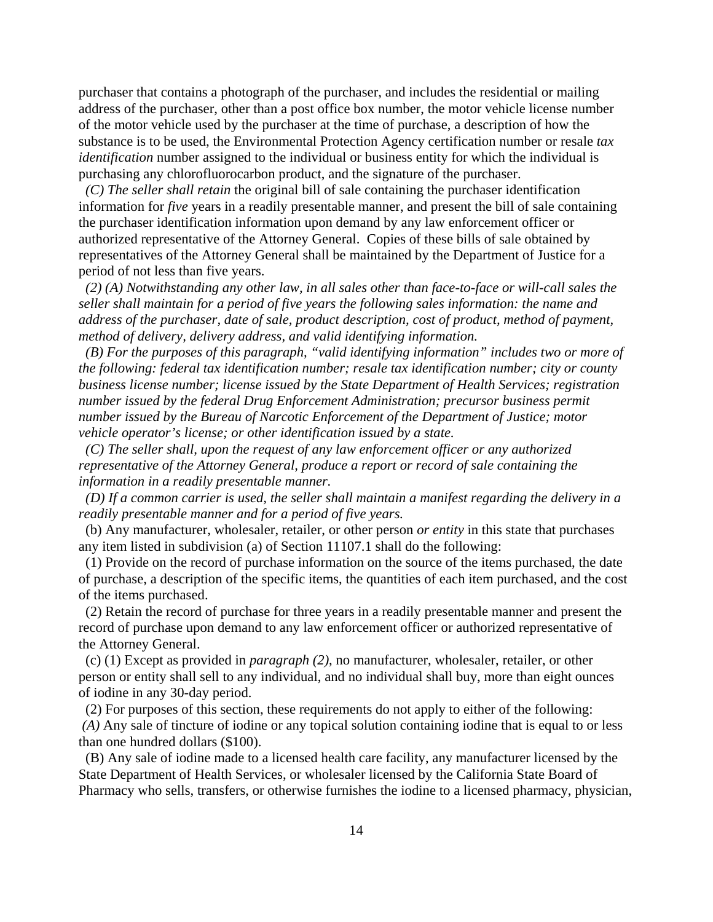purchaser that contains a photograph of the purchaser, and includes the residential or mailing address of the purchaser, other than a post office box number, the motor vehicle license number of the motor vehicle used by the purchaser at the time of purchase, a description of how the substance is to be used, the Environmental Protection Agency certification number or resale *tax identification* number assigned to the individual or business entity for which the individual is purchasing any chlorofluorocarbon product, and the signature of the purchaser.

*(C) The seller shall retain* the original bill of sale containing the purchaser identification information for *five* years in a readily presentable manner, and present the bill of sale containing the purchaser identification information upon demand by any law enforcement officer or authorized representative of the Attorney General. Copies of these bills of sale obtained by representatives of the Attorney General shall be maintained by the Department of Justice for a period of not less than five years.

*(2) (A) Notwithstanding any other law, in all sales other than face-to-face or will-call sales the seller shall maintain for a period of five years the following sales information: the name and address of the purchaser, date of sale, product description, cost of product, method of payment, method of delivery, delivery address, and valid identifying information.*

*(B) For the purposes of this paragraph, "valid identifying information" includes two or more of the following: federal tax identification number; resale tax identification number; city or county business license number; license issued by the State Department of Health Services; registration number issued by the federal Drug Enforcement Administration; precursor business permit number issued by the Bureau of Narcotic Enforcement of the Department of Justice; motor vehicle operator's license; or other identification issued by a state.*

*(C) The seller shall, upon the request of any law enforcement officer or any authorized representative of the Attorney General, produce a report or record of sale containing the information in a readily presentable manner.*

*(D) If a common carrier is used, the seller shall maintain a manifest regarding the delivery in a readily presentable manner and for a period of five years.*

(b) Any manufacturer, wholesaler, retailer, or other person *or entity* in this state that purchases any item listed in subdivision (a) of Section 11107.1 shall do the following:

(1) Provide on the record of purchase information on the source of the items purchased, the date of purchase, a description of the specific items, the quantities of each item purchased, and the cost of the items purchased.

(2) Retain the record of purchase for three years in a readily presentable manner and present the record of purchase upon demand to any law enforcement officer or authorized representative of the Attorney General.

(c) (1) Except as provided in *paragraph (2)*, no manufacturer, wholesaler, retailer, or other person or entity shall sell to any individual, and no individual shall buy, more than eight ounces of iodine in any 30-day period.

(2) For purposes of this section, these requirements do not apply to either of the following:

*(A)* Any sale of tincture of iodine or any topical solution containing iodine that is equal to or less than one hundred dollars ($100).

(B) Any sale of iodine made to a licensed health care facility, any manufacturer licensed by the State Department of Health Services, or wholesaler licensed by the California State Board of Pharmacy who sells, transfers, or otherwise furnishes the iodine to a licensed pharmacy, physician,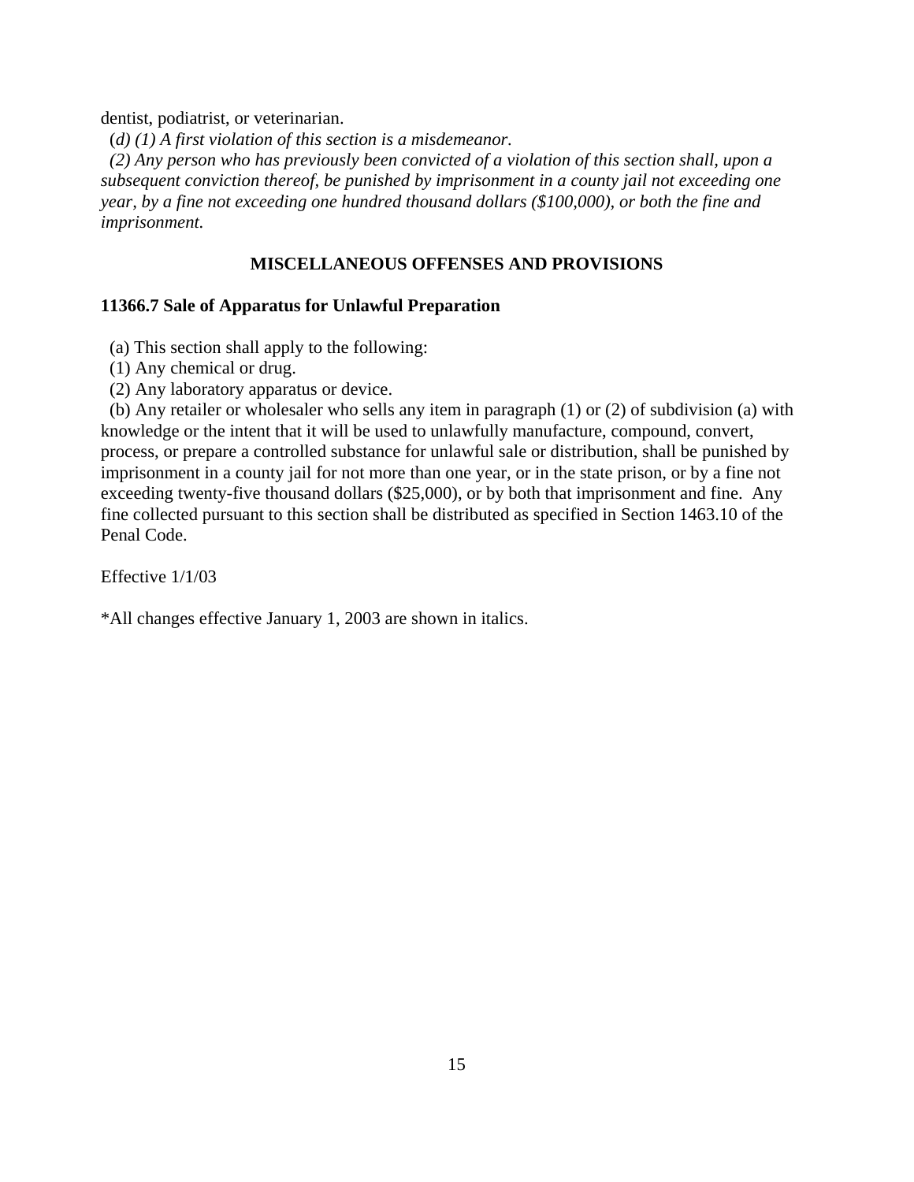dentist, podiatrist, or veterinarian.

(*d) (1) A first violation of this section is a misdemeanor.*

*(2) Any person who has previously been convicted of a violation of this section shall, upon a subsequent conviction thereof, be punished by imprisonment in a county jail not exceeding one year, by a fine not exceeding one hundred thousand dollars ($100,000), or both the fine and imprisonment.*

## MISCELLANEOUS OFFENSES AND PROVISIONS

### 11366.7 Sale of Apparatus for Unlawful Preparation

(a) This section shall apply to the following:

(1) Any chemical or drug.

(2) Any laboratory apparatus or device.

(b) Any retailer or wholesaler who sells any item in paragraph (1) or (2) of subdivision (a) with knowledge or the intent that it will be used to unlawfully manufacture, compound, convert, process, or prepare a controlled substance for unlawful sale or distribution, shall be punished by imprisonment in a county jail for not more than one year, or in the state prison, or by a fine not exceeding twenty-five thousand dollars ($25,000), or by both that imprisonment and fine. Any fine collected pursuant to this section shall be distributed as specified in Section 1463.10 of the Penal Code.

Effective 1/1/03

*All changes effective January 1, 2003 are shown in italics.